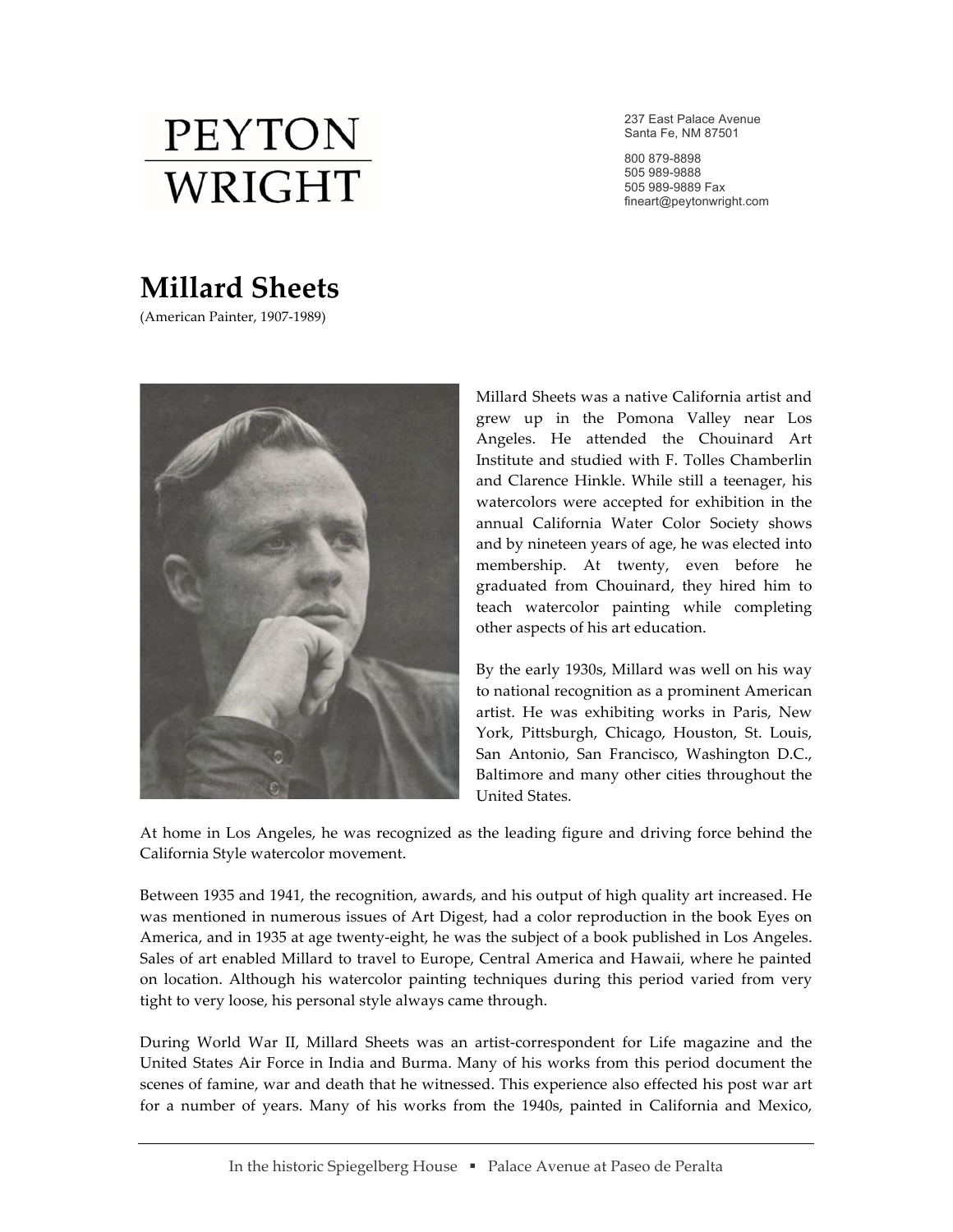# PEYTON WRIGHT

237 East Palace Avenue
Santa Fe, NM 87501

800 879-8898
505 989-9888
505 989-9889 Fax
fineart@peytonwright.com

## Millard Sheets

(American Painter, 1907-1989)

Millard Sheets was a native California artist and grew up in the Pomona Valley near Los Angeles. He attended the Chouinard Art Institute and studied with F. Tolles Chamberlin and Clarence Hinkle. While still a teenager, his watercolors were accepted for exhibition in the annual California Water Color Society shows and by nineteen years of age, he was elected into membership. At twenty, even before he graduated from Chouinard, they hired him to teach watercolor painting while completing other aspects of his art education.

By the early 1930s, Millard was well on his way to national recognition as a prominent American artist. He was exhibiting works in Paris, New York, Pittsburgh, Chicago, Houston, St. Louis, San Antonio, San Francisco, Washington D.C., Baltimore and many other cities throughout the United States.

At home in Los Angeles, he was recognized as the leading figure and driving force behind the California Style watercolor movement.

Between 1935 and 1941, the recognition, awards, and his output of high quality art increased. He was mentioned in numerous issues of Art Digest, had a color reproduction in the book Eyes on America, and in 1935 at age twenty-eight, he was the subject of a book published in Los Angeles. Sales of art enabled Millard to travel to Europe, Central America and Hawaii, where he painted on location. Although his watercolor painting techniques during this period varied from very tight to very loose, his personal style always came through.

During World War II, Millard Sheets was an artist-correspondent for Life magazine and the United States Air Force in India and Burma. Many of his works from this period document the scenes of famine, war and death that he witnessed. This experience also effected his post war art for a number of years. Many of his works from the 1940s, painted in California and Mexico,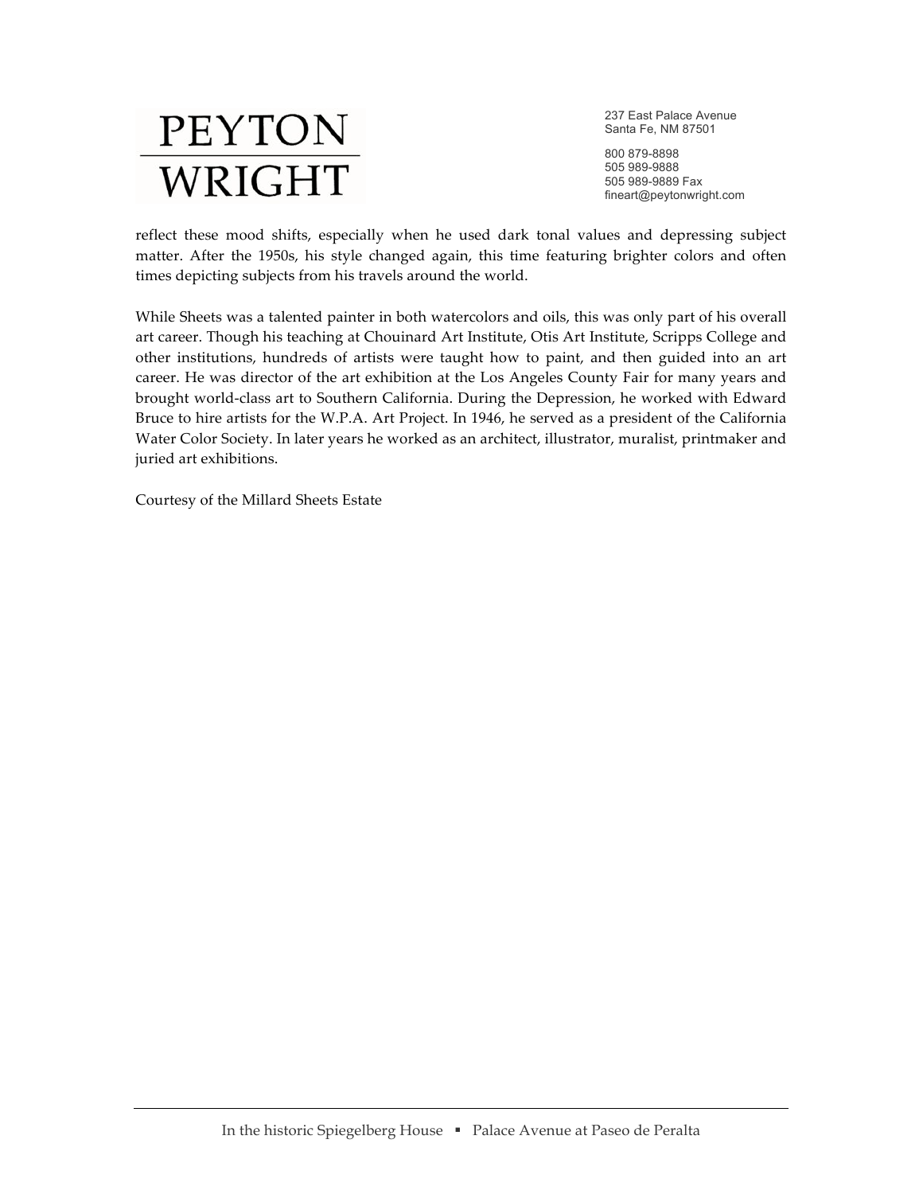reflect these mood shifts, especially when he used dark tonal values and depressing subject matter. After the 1950s, his style changed again, this time featuring brighter colors and often times depicting subjects from his travels around the world.

While Sheets was a talented painter in both watercolors and oils, this was only part of his overall art career. Though his teaching at Chouinard Art Institute, Otis Art Institute, Scripps College and other institutions, hundreds of artists were taught how to paint, and then guided into an art career. He was director of the art exhibition at the Los Angeles County Fair for many years and brought world-class art to Southern California. During the Depression, he worked with Edward Bruce to hire artists for the W.P.A. Art Project. In 1946, he served as a president of the California Water Color Society. In later years he worked as an architect, illustrator, muralist, printmaker and juried art exhibitions.

Courtesy of the Millard Sheets Estate